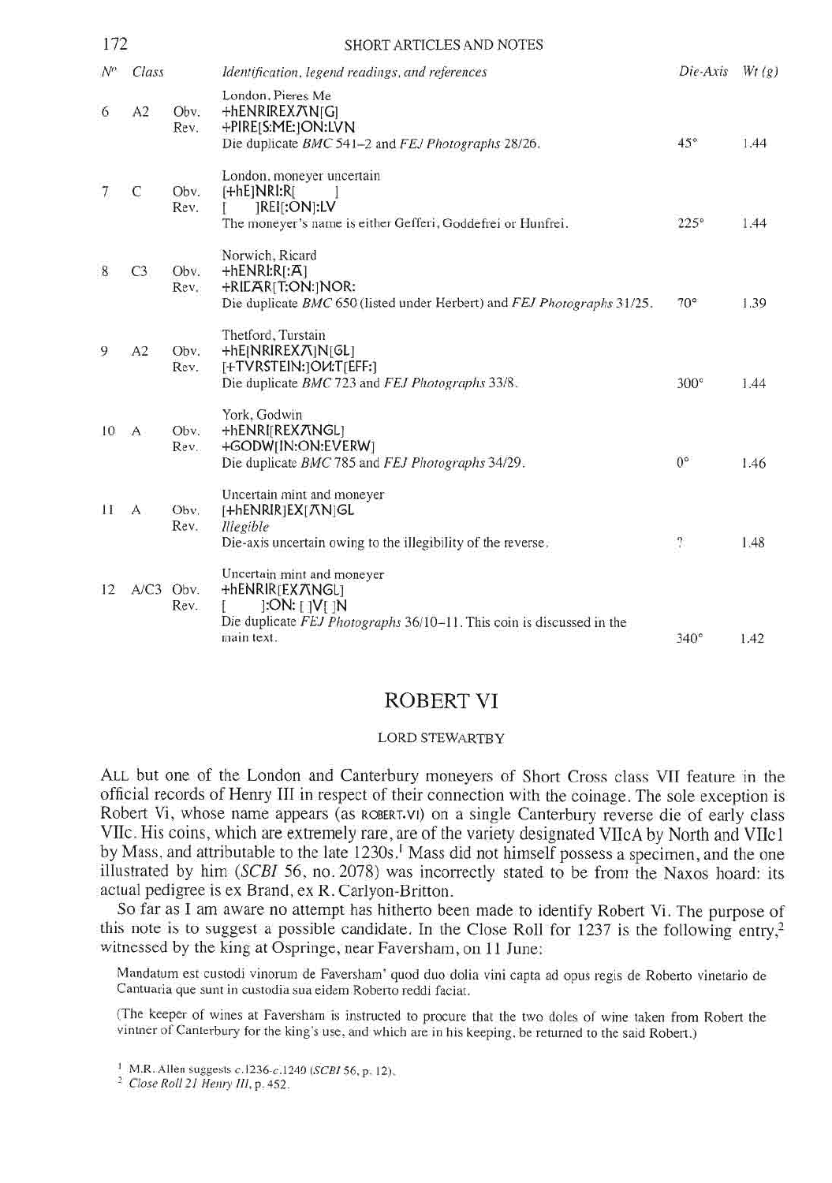| Nº | Class | | Identification, legend readings, and references | Die-Axis | Wt (g) |
|---|---|---|---|---|---|
| 6 | A2 | | London, Pieres Me | | |
| | | Obv. | +hENRIREXΛN[G] | | |
| | | Rev. | +PIRE[S:ME:]ON:LVN | | |
| | | | Die duplicate *BMC* 541–2 and *FEJ Photographs* 28/26. | 45° | 1.44 |
| 7 | C | | London, moneyer uncertain | | |
| | | Obv. | [+hE]NRI:R[ ] | | |
| | | Rev. | [ ]REI[:ON]:LV | | |
| | | | The moneyer's name is either Gefferi, Goddefrei or Hunfrei. | 225° | 1.44 |
| 8 | C3 | | Norwich, Ricard | | |
| | | Obv. | +hENRI:R[:Ā] | | |
| | | Rev. | +RICĀR[T:ON:]NOR: | | |
| | | | Die duplicate *BMC* 650 (listed under Herbert) and *FEJ Photographs* 31/25. | 70° | 1.39 |
| 9 | A2 | | Thetford, Turstain | | |
| | | Obv. | +hE[NRIREXΛ]N[GL] | | |
| | | Rev. | [+TVRSTEIN:]OИ:T[EFF:] | | |
| | | | Die duplicate *BMC* 723 and *FEJ Photographs* 33/8. | 300° | 1.44 |
| 10 | A | | York, Godwin | | |
| | | Obv. | +hENRI[REXΛNGL] | | |
| | | Rev. | +GODW[IN:ON:EVERW] | | |
| | | | Die duplicate *BMC* 785 and *FEJ Photographs* 34/29. | 0° | 1.46 |
| 11 | A | | Uncertain mint and moneyer | | |
| | | Obv. | [+hENRIR]EX[ΛN]GL | | |
| | | Rev. | *Illegible* | | |
| | | | Die-axis uncertain owing to the illegibility of the reverse. | ? | 1.48 |
| 12 | A/C3 | | Uncertain mint and moneyer | | |
| | | Obv. | +hENRIR[EXΛNGL] | | |
| | | Rev. | [ ]:ON: [ ]V[ ]N | | |
| | | | Die duplicate *FEJ Photographs* 36/10–11. This coin is discussed in the main text. | 340° | 1.42 |

# ROBERT VI

LORD STEWARTBY

ALL but one of the London and Canterbury moneyers of Short Cross class VII feature in the official records of Henry III in respect of their connection with the coinage. The sole exception is Robert Vi, whose name appears (as ROBERT.VI) on a single Canterbury reverse die of early class VIIc. His coins, which are extremely rare, are of the variety designated VIIcA by North and VIIc1 by Mass, and attributable to the late 1230s.[1] Mass did not himself possess a specimen, and the one illustrated by him (*SCBI* 56, no. 2078) was incorrectly stated to be from the Naxos hoard: its actual pedigree is ex Brand, ex R. Carlyon-Britton.

So far as I am aware no attempt has hitherto been made to identify Robert Vi. The purpose of this note is to suggest a possible candidate. In the Close Roll for 1237 is the following entry,[2] witnessed by the king at Ospringe, near Faversham, on 11 June:

> Mandatum est custodi vinorum de Faversham' quod duo dolia vini capta ad opus regis de Roberto vinetario de Cantuaria que sunt in custodia sua eidem Roberto reddi faciat.
>
> (The keeper of wines at Faversham is instructed to procure that the two doles of wine taken from Robert the vintner of Canterbury for the king's use, and which are in his keeping, be returned to the said Robert.)

[1] M.R. Allen suggests c.1236–c.1240 (*SCBI* 56, p. 12).

[2] *Close Roll 21 Henry III*, p. 452.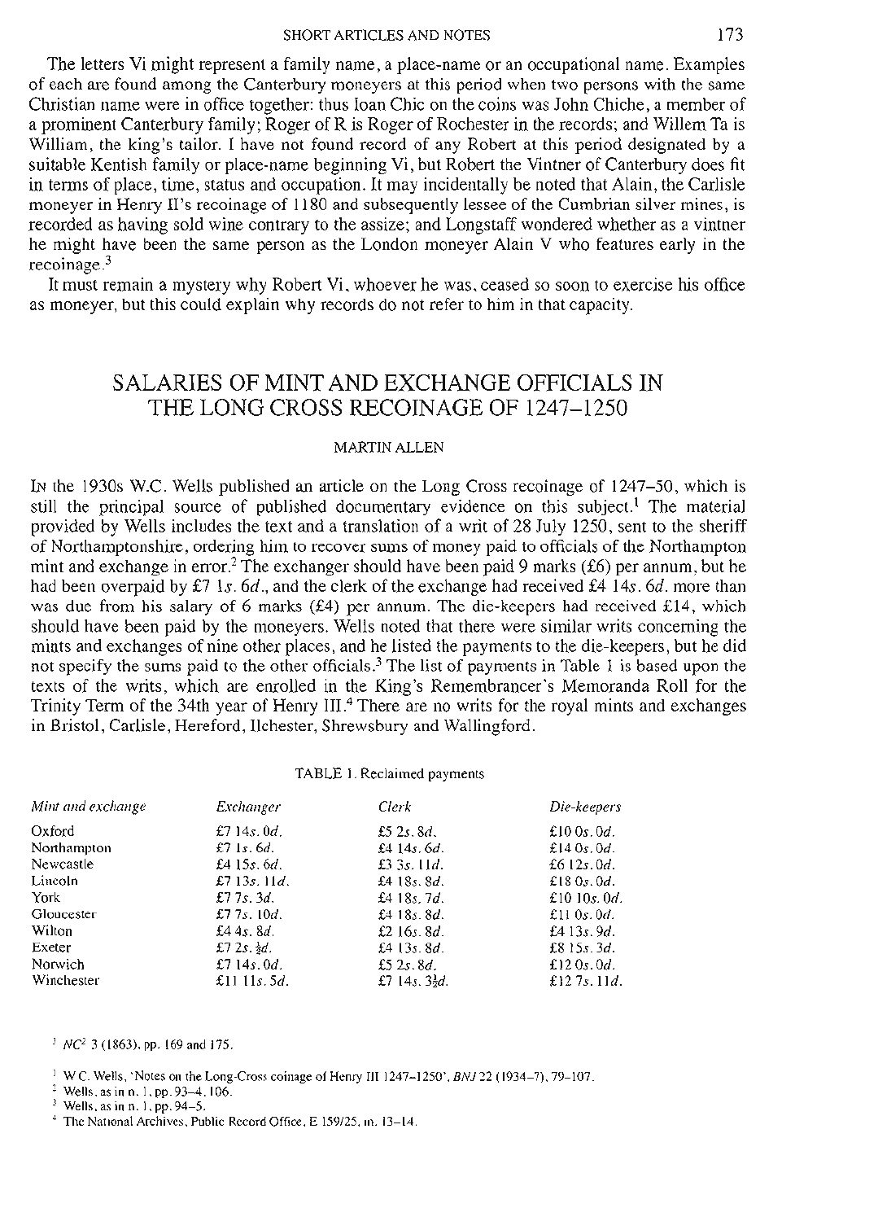The letters Vi might represent a family name, a place-name or an occupational name. Examples of each are found among the Canterbury moneyers at this period when two persons with the same Christian name were in office together: thus Ioan Chic on the coins was John Chiche, a member of a prominent Canterbury family; Roger of R is Roger of Rochester in the records; and Willem Ta is William, the king's tailor. I have not found record of any Robert at this period designated by a suitable Kentish family or place-name beginning Vi, but Robert the Vintner of Canterbury does fit in terms of place, time, status and occupation. It may incidentally be noted that Alain, the Carlisle moneyer in Henry II's recoinage of 1180 and subsequently lessee of the Cumbrian silver mines, is recorded as having sold wine contrary to the assize; and Longstaff wondered whether as a vintner he might have been the same person as the London moneyer Alain V who features early in the recoinage.[3]

It must remain a mystery why Robert Vi, whoever he was, ceased so soon to exercise his office as moneyer, but this could explain why records do not refer to him in that capacity.

## SALARIES OF MINT AND EXCHANGE OFFICIALS IN THE LONG CROSS RECOINAGE OF 1247–1250

MARTIN ALLEN

In the 1930s W.C. Wells published an article on the Long Cross recoinage of 1247–50, which is still the principal source of published documentary evidence on this subject.[1] The material provided by Wells includes the text and a translation of a writ of 28 July 1250, sent to the sheriff of Northamptonshire, ordering him to recover sums of money paid to officials of the Northampton mint and exchange in error.[2] The exchanger should have been paid 9 marks (£6) per annum, but he had been overpaid by £7 1*s*. 6*d*., and the clerk of the exchange had received £4 14*s*. 6*d*. more than was due from his salary of 6 marks (£4) per annum. The die-keepers had received £14, which should have been paid by the moneyers. Wells noted that there were similar writs concerning the mints and exchanges of nine other places, and he listed the payments to the die-keepers, but he did not specify the sums paid to the other officials.[3] The list of payments in Table 1 is based upon the texts of the writs, which are enrolled in the King's Remembrancer's Memoranda Roll for the Trinity Term of the 34th year of Henry III.[4] There are no writs for the royal mints and exchanges in Bristol, Carlisle, Hereford, Ilchester, Shrewsbury and Wallingford.

TABLE 1. Reclaimed payments

| *Mint and exchange* | *Exchanger* | *Clerk* | *Die-keepers* |
|---|---|---|---|
| Oxford | £7 14*s*. 0*d*. | £5 2*s*. 8*d*. | £10 0*s*. 0*d*. |
| Northampton | £7 1*s*. 6*d*. | £4 14*s*. 6*d*. | £14 0*s*. 0*d*. |
| Newcastle | £4 15*s*. 6*d*. | £3 3*s*. 11*d*. | £6 12*s*. 0*d*. |
| Lincoln | £7 13*s*. 11*d*. | £4 18*s*. 8*d*. | £18 0*s*. 0*d*. |
| York | £7 7*s*. 3*d*. | £4 18*s*. 7*d*. | £10 10*s*. 0*d*. |
| Gloucester | £7 7*s*. 10*d*. | £4 18*s*. 8*d*. | £11 0*s*. 0*d*. |
| Wilton | £4 4*s*. 8*d*. | £2 16*s*. 8*d*. | £4 13*s*. 9*d*. |
| Exeter | £7 2*s*. ½*d*. | £4 13*s*. 8*d*. | £8 15*s*. 3*d*. |
| Norwich | £7 14*s*. 0*d*. | £5 2*s*. 8*d*. | £12 0*s*. 0*d*. |
| Winchester | £11 11*s*. 5*d*. | £7 14*s*. 3½*d*. | £12 7*s*. 11*d*. |

[3] *NC*[2] 3 (1863), pp. 169 and 175.

[1] W.C. Wells, 'Notes on the Long-Cross coinage of Henry III 1247–1250', *BNJ* 22 (1934–7), 79–107.

[2] Wells, as in n. 1, pp. 93–4, 106.

[3] Wells, as in n. 1, pp. 94–5.

[4] The National Archives, Public Record Office, E 159/25, m. 13–14.